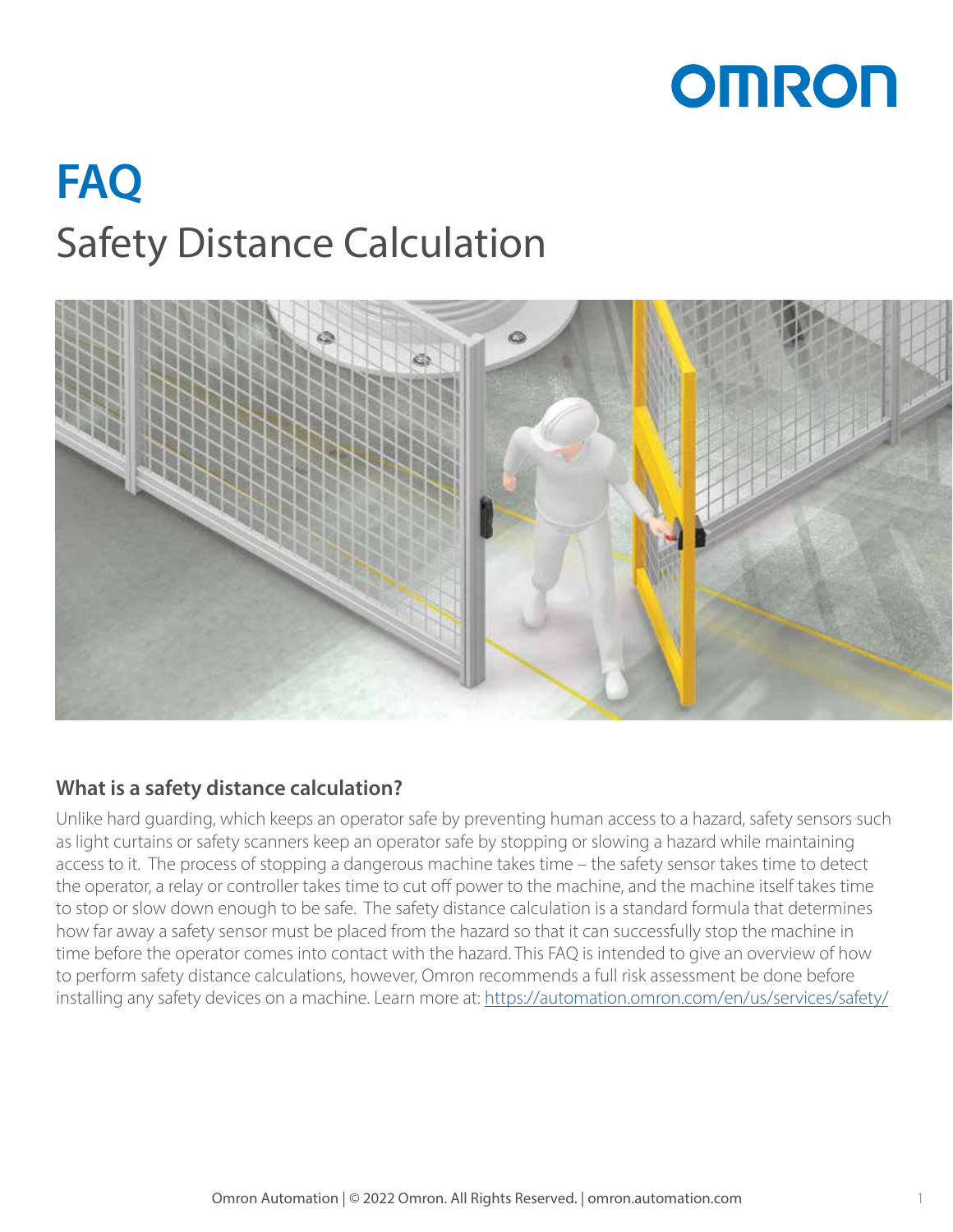# FAQ

## Safety Distance Calculation

### What is a safety distance calculation?

Unlike hard guarding, which keeps an operator safe by preventing human access to a hazard, safety sensors such as light curtains or safety scanners keep an operator safe by stopping or slowing a hazard while maintaining access to it. The process of stopping a dangerous machine takes time – the safety sensor takes time to detect the operator, a relay or controller takes time to cut off power to the machine, and the machine itself takes time to stop or slow down enough to be safe. The safety distance calculation is a standard formula that determines how far away a safety sensor must be placed from the hazard so that it can successfully stop the machine in time before the operator comes into contact with the hazard. This FAQ is intended to give an overview of how to perform safety distance calculations, however, Omron recommends a full risk assessment be done before installing any safety devices on a machine. Learn more at: https://automation.omron.com/en/us/services/safety/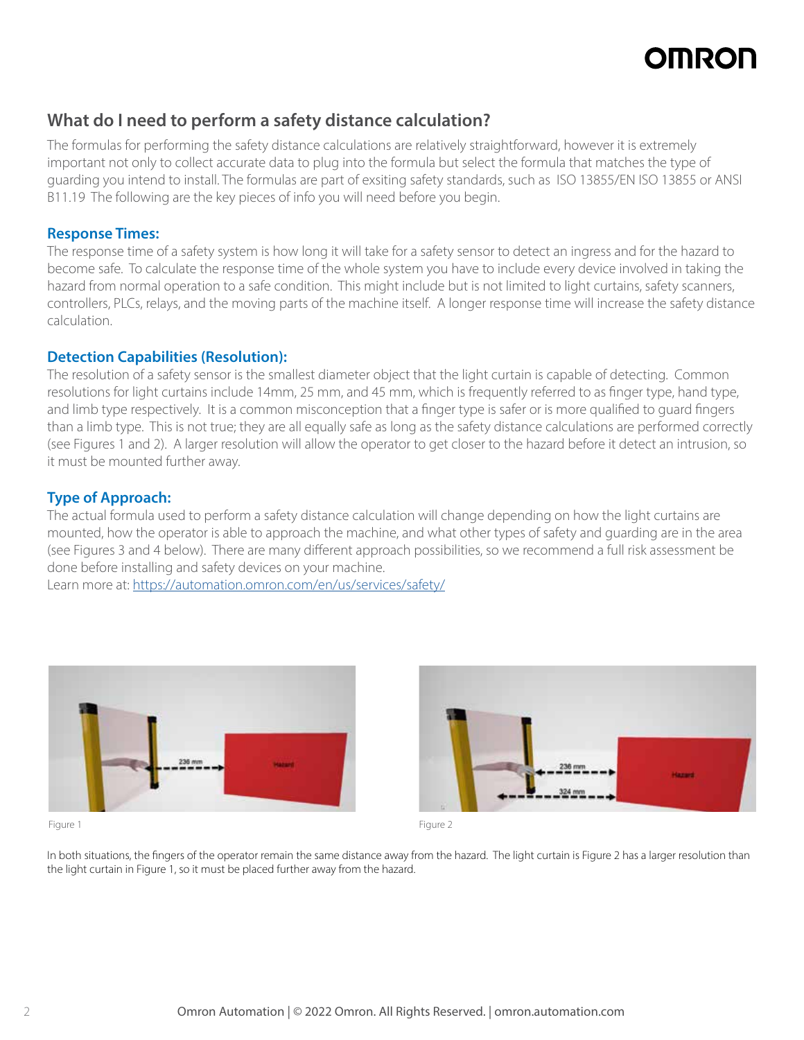## What do I need to perform a safety distance calculation?

The formulas for performing the safety distance calculations are relatively straightforward, however it is extremely important not only to collect accurate data to plug into the formula but select the formula that matches the type of guarding you intend to install. The formulas are part of exsiting safety standards, such as ISO 13855/EN ISO 13855 or ANSI B11.19 The following are the key pieces of info you will need before you begin.

### Response Times:

The response time of a safety system is how long it will take for a safety sensor to detect an ingress and for the hazard to become safe. To calculate the response time of the whole system you have to include every device involved in taking the hazard from normal operation to a safe condition. This might include but is not limited to light curtains, safety scanners, controllers, PLCs, relays, and the moving parts of the machine itself. A longer response time will increase the safety distance calculation.

### Detection Capabilities (Resolution):

The resolution of a safety sensor is the smallest diameter object that the light curtain is capable of detecting. Common resolutions for light curtains include 14mm, 25 mm, and 45 mm, which is frequently referred to as finger type, hand type, and limb type respectively. It is a common misconception that a finger type is safer or is more qualified to guard fingers than a limb type. This is not true; they are all equally safe as long as the safety distance calculations are performed correctly (see Figures 1 and 2). A larger resolution will allow the operator to get closer to the hazard before it detect an intrusion, so it must be mounted further away.

### Type of Approach:

The actual formula used to perform a safety distance calculation will change depending on how the light curtains are mounted, how the operator is able to approach the machine, and what other types of safety and guarding are in the area (see Figures 3 and 4 below). There are many different approach possibilities, so we recommend a full risk assessment be done before installing and safety devices on your machine.

Learn more at: https://automation.omron.com/en/us/services/safety/

Figure 1

Figure 2

In both situations, the fingers of the operator remain the same distance away from the hazard. The light curtain is Figure 2 has a larger resolution than the light curtain in Figure 1, so it must be placed further away from the hazard.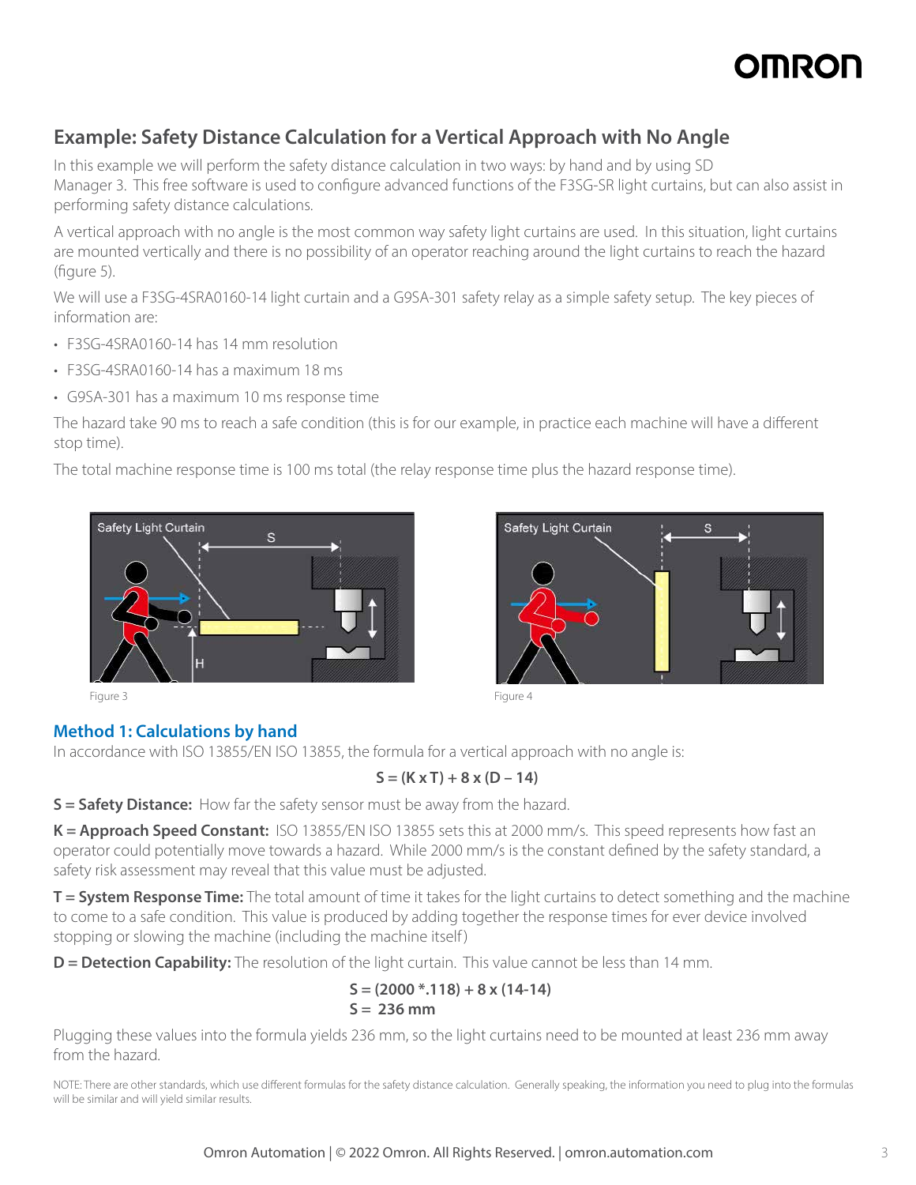## Example: Safety Distance Calculation for a Vertical Approach with No Angle

In this example we will perform the safety distance calculation in two ways: by hand and by using SD Manager 3. This free software is used to configure advanced functions of the F3SG-SR light curtains, but can also assist in performing safety distance calculations.

A vertical approach with no angle is the most common way safety light curtains are used. In this situation, light curtains are mounted vertically and there is no possibility of an operator reaching around the light curtains to reach the hazard (figure 5).

We will use a F3SG-4SRA0160-14 light curtain and a G9SA-301 safety relay as a simple safety setup. The key pieces of information are:

- F3SG-4SRA0160-14 has 14 mm resolution
- F3SG-4SRA0160-14 has a maximum 18 ms
- G9SA-301 has a maximum 10 ms response time

The hazard take 90 ms to reach a safe condition (this is for our example, in practice each machine will have a different stop time).

The total machine response time is 100 ms total (the relay response time plus the hazard response time).

Figure 3

Figure 4

### Method 1: Calculations by hand

In accordance with ISO 13855/EN ISO 13855, the formula for a vertical approach with no angle is:

$$S = (K \times T) + 8 \times (D - 14)$$

**S = Safety Distance:** How far the safety sensor must be away from the hazard.

**K = Approach Speed Constant:** ISO 13855/EN ISO 13855 sets this at 2000 mm/s. This speed represents how fast an operator could potentially move towards a hazard. While 2000 mm/s is the constant defined by the safety standard, a safety risk assessment may reveal that this value must be adjusted.

**T = System Response Time:** The total amount of time it takes for the light curtains to detect something and the machine to come to a safe condition. This value is produced by adding together the response times for ever device involved stopping or slowing the machine (including the machine itself)

**D = Detection Capability:** The resolution of the light curtain. This value cannot be less than 14 mm.

$$S = (2000 * .118) + 8 \times (14 - 14)$$
$$S = 236 \text{ mm}$$

Plugging these values into the formula yields 236 mm, so the light curtains need to be mounted at least 236 mm away from the hazard.

NOTE: There are other standards, which use different formulas for the safety distance calculation. Generally speaking, the information you need to plug into the formulas will be similar and will yield similar results.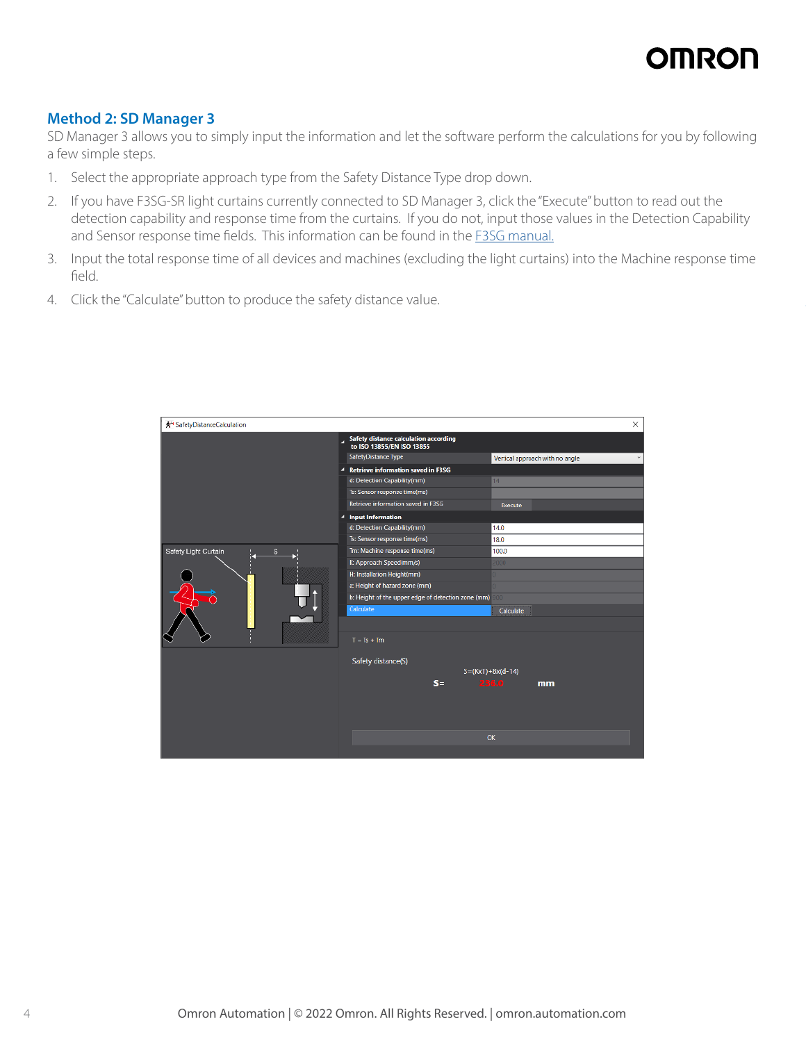## Method 2: SD Manager 3

SD Manager 3 allows you to simply input the information and let the software perform the calculations for you by following a few simple steps.

1. Select the appropriate approach type from the Safety Distance Type drop down.
2. If you have F3SG-SR light curtains currently connected to SD Manager 3, click the "Execute" button to read out the detection capability and response time from the curtains. If you do not, input those values in the Detection Capability and Sensor response time fields. This information can be found in the F3SG manual.
3. Input the total response time of all devices and machines (excluding the light curtains) into the Machine response time field.
4. Click the "Calculate" button to produce the safety distance value.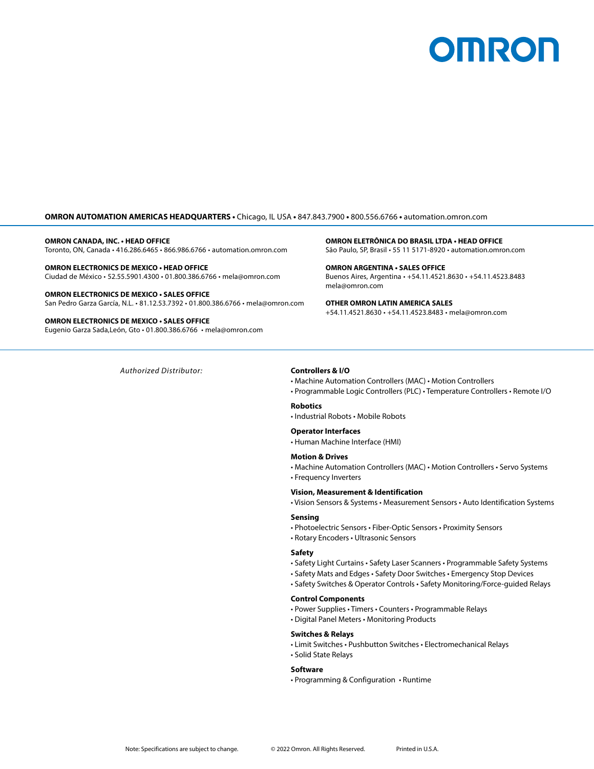**OMRON AUTOMATION AMERICAS HEADQUARTERS •** Chicago, IL USA • 847.843.7900 • 800.556.6766 • automation.omron.com

**OMRON CANADA, INC. • HEAD OFFICE**
Toronto, ON, Canada • 416.286.6465 • 866.986.6766 • automation.omron.com

**OMRON ELECTRONICS DE MEXICO • HEAD OFFICE**
Ciudad de México • 52.55.5901.4300 • 01.800.386.6766 • mela@omron.com

**OMRON ELECTRONICS DE MEXICO • SALES OFFICE**
San Pedro Garza García, N.L. • 81.12.53.7392 • 01.800.386.6766 • mela@omron.com

**OMRON ELECTRONICS DE MEXICO • SALES OFFICE**
Eugenio Garza Sada,León, Gto • 01.800.386.6766 • mela@omron.com

**OMRON ELETRÔNICA DO BRASIL LTDA • HEAD OFFICE**
São Paulo, SP, Brasil • 55 11 5171-8920 • automation.omron.com

**OMRON ARGENTINA • SALES OFFICE**
Buenos Aires, Argentina • +54.11.4521.8630 • +54.11.4523.8483
mela@omron.com

**OTHER OMRON LATIN AMERICA SALES**
+54.11.4521.8630 • +54.11.4523.8483 • mela@omron.com

*Authorized Distributor:*

**Controllers & I/O**
- Machine Automation Controllers (MAC) • Motion Controllers
- Programmable Logic Controllers (PLC) • Temperature Controllers • Remote I/O

**Robotics**
- Industrial Robots • Mobile Robots

**Operator Interfaces**
- Human Machine Interface (HMI)

**Motion & Drives**
- Machine Automation Controllers (MAC) • Motion Controllers • Servo Systems
- Frequency Inverters

**Vision, Measurement & Identification**
- Vision Sensors & Systems • Measurement Sensors • Auto Identification Systems

**Sensing**
- Photoelectric Sensors • Fiber-Optic Sensors • Proximity Sensors
- Rotary Encoders • Ultrasonic Sensors

**Safety**
- Safety Light Curtains • Safety Laser Scanners • Programmable Safety Systems
- Safety Mats and Edges • Safety Door Switches • Emergency Stop Devices
- Safety Switches & Operator Controls • Safety Monitoring/Force-guided Relays

**Control Components**
- Power Supplies • Timers • Counters • Programmable Relays
- Digital Panel Meters • Monitoring Products

**Switches & Relays**
- Limit Switches • Pushbutton Switches • Electromechanical Relays
- Solid State Relays

**Software**
- Programming & Configuration • Runtime

Note: Specifications are subject to change. © 2022 Omron. All Rights Reserved. Printed in U.S.A.